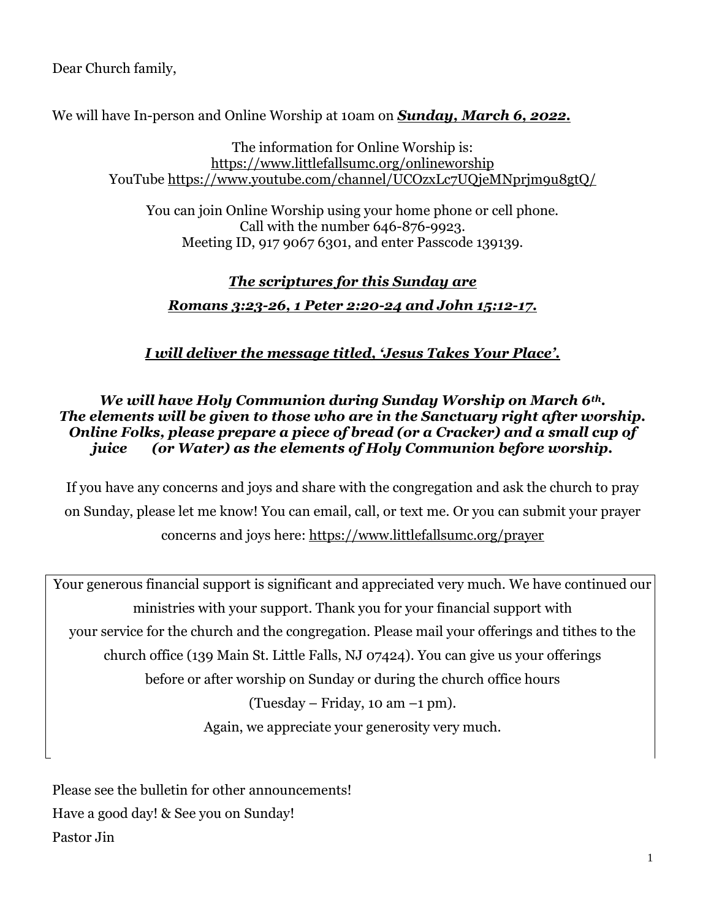Dear Church family,

We will have In-person and Online Worship at 10am on ***<u>Sunday, March 6, 2022.</u>***

The information for Online Worship is:
https://www.littlefallsumc.org/onlineworship
YouTube https://www.youtube.com/channel/UCOzxLc7UQjeMNprjm9u8gtQ/

You can join Online Worship using your home phone or cell phone.
Call with the number 646-876-9923.
Meeting ID, 917 9067 6301, and enter Passcode 139139.

***<u>The scriptures for this Sunday are</u>***

***<u>Romans 3:23-26, 1 Peter 2:20-24 and John 15:12-17.</u>***

***<u>I will deliver the message titled, 'Jesus Takes Your Place'.</u>***

***We will have Holy Communion during Sunday Worship on March 6th. The elements will be given to those who are in the Sanctuary right after worship. Online Folks, please prepare a piece of bread (or a Cracker) and a small cup of juice (or Water) as the elements of Holy Communion before worship.***

If you have any concerns and joys and share with the congregation and ask the church to pray on Sunday, please let me know! You can email, call, or text me. Or you can submit your prayer concerns and joys here: https://www.littlefallsumc.org/prayer

Your generous financial support is significant and appreciated very much. We have continued our ministries with your support. Thank you for your financial support with your service for the church and the congregation. Please mail your offerings and tithes to the church office (139 Main St. Little Falls, NJ 07424). You can give us your offerings before or after worship on Sunday or during the church office hours (Tuesday – Friday, 10 am –1 pm).
Again, we appreciate your generosity very much.

Please see the bulletin for other announcements!
Have a good day! & See you on Sunday!
Pastor Jin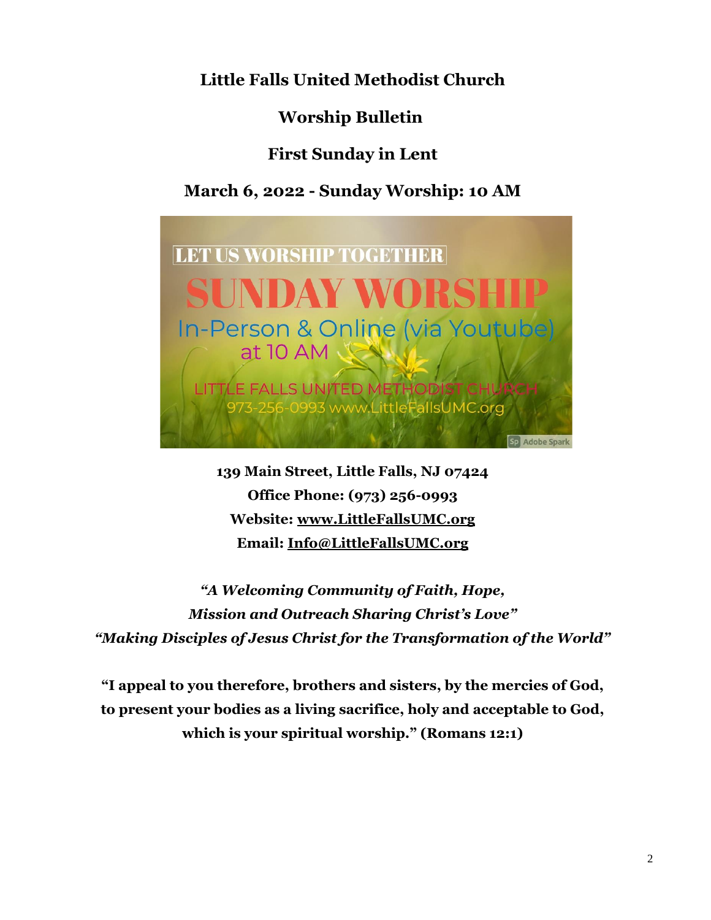# Little Falls United Methodist Church

## Worship Bulletin

## First Sunday in Lent

## March 6, 2022 - Sunday Worship: 10 AM

**139 Main Street, Little Falls, NJ 07424**
**Office Phone: (973) 256-0993**
**Website: www.LittleFallsUMC.org**
**Email: Info@LittleFallsUMC.org**

***"A Welcoming Community of Faith, Hope, Mission and Outreach Sharing Christ's Love"***
***"Making Disciples of Jesus Christ for the Transformation of the World"***

**"I appeal to you therefore, brothers and sisters, by the mercies of God, to present your bodies as a living sacrifice, holy and acceptable to God, which is your spiritual worship." (Romans 12:1)**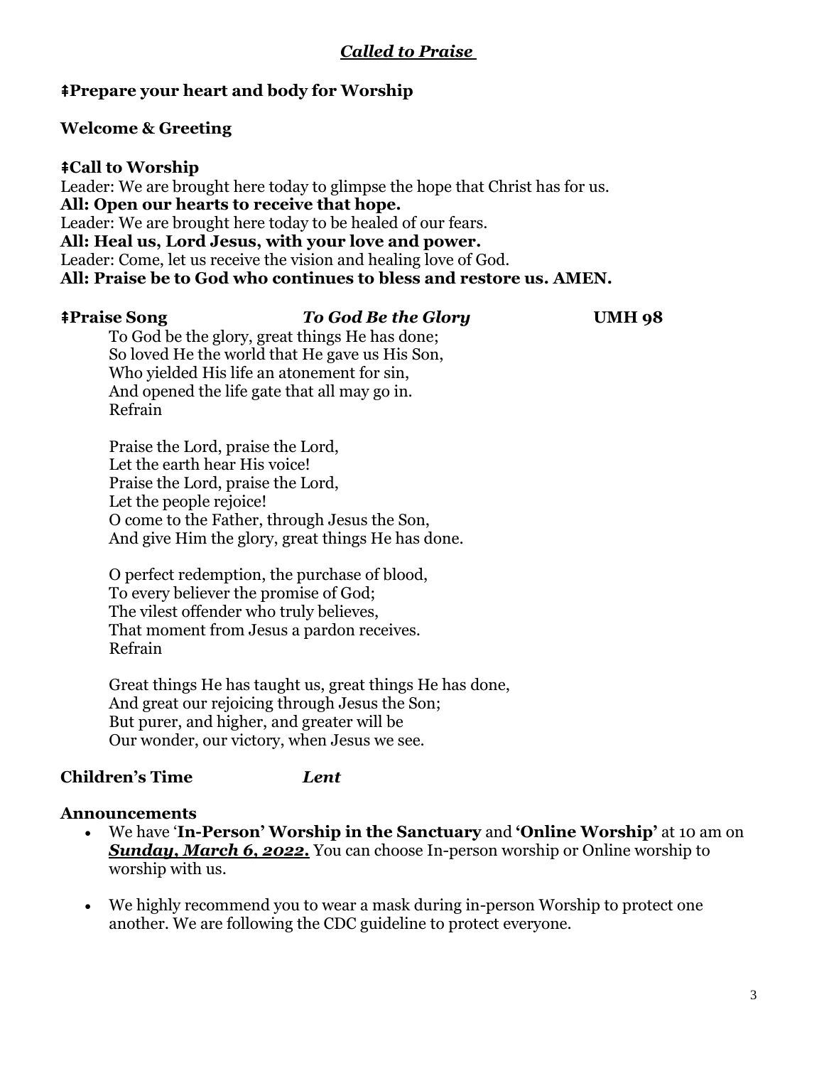## ***Called to Praise***

**⇞Prepare your heart and body for Worship**

**Welcome & Greeting**

**⇞Call to Worship**

Leader: We are brought here today to glimpse the hope that Christ has for us.
**All: Open our hearts to receive that hope.**
Leader: We are brought here today to be healed of our fears.
**All: Heal us, Lord Jesus, with your love and power.**
Leader: Come, let us receive the vision and healing love of God.
**All: Praise be to God who continues to bless and restore us. AMEN.**

**⇞Praise Song** ***To God Be the Glory*** **UMH 98**

To God be the glory, great things He has done;
So loved He the world that He gave us His Son,
Who yielded His life an atonement for sin,
And opened the life gate that all may go in.
Refrain

Praise the Lord, praise the Lord,
Let the earth hear His voice!
Praise the Lord, praise the Lord,
Let the people rejoice!
O come to the Father, through Jesus the Son,
And give Him the glory, great things He has done.

O perfect redemption, the purchase of blood,
To every believer the promise of God;
The vilest offender who truly believes,
That moment from Jesus a pardon receives.
Refrain

Great things He has taught us, great things He has done,
And great our rejoicing through Jesus the Son;
But purer, and higher, and greater will be
Our wonder, our victory, when Jesus we see.

**Children's Time** ***Lent***

**Announcements**

- We have '**In-Person' Worship in the Sanctuary** and **'Online Worship'** at 10 am on ***Sunday, March 6, 2022.*** You can choose In-person worship or Online worship to worship with us.
- We highly recommend you to wear a mask during in-person Worship to protect one another. We are following the CDC guideline to protect everyone.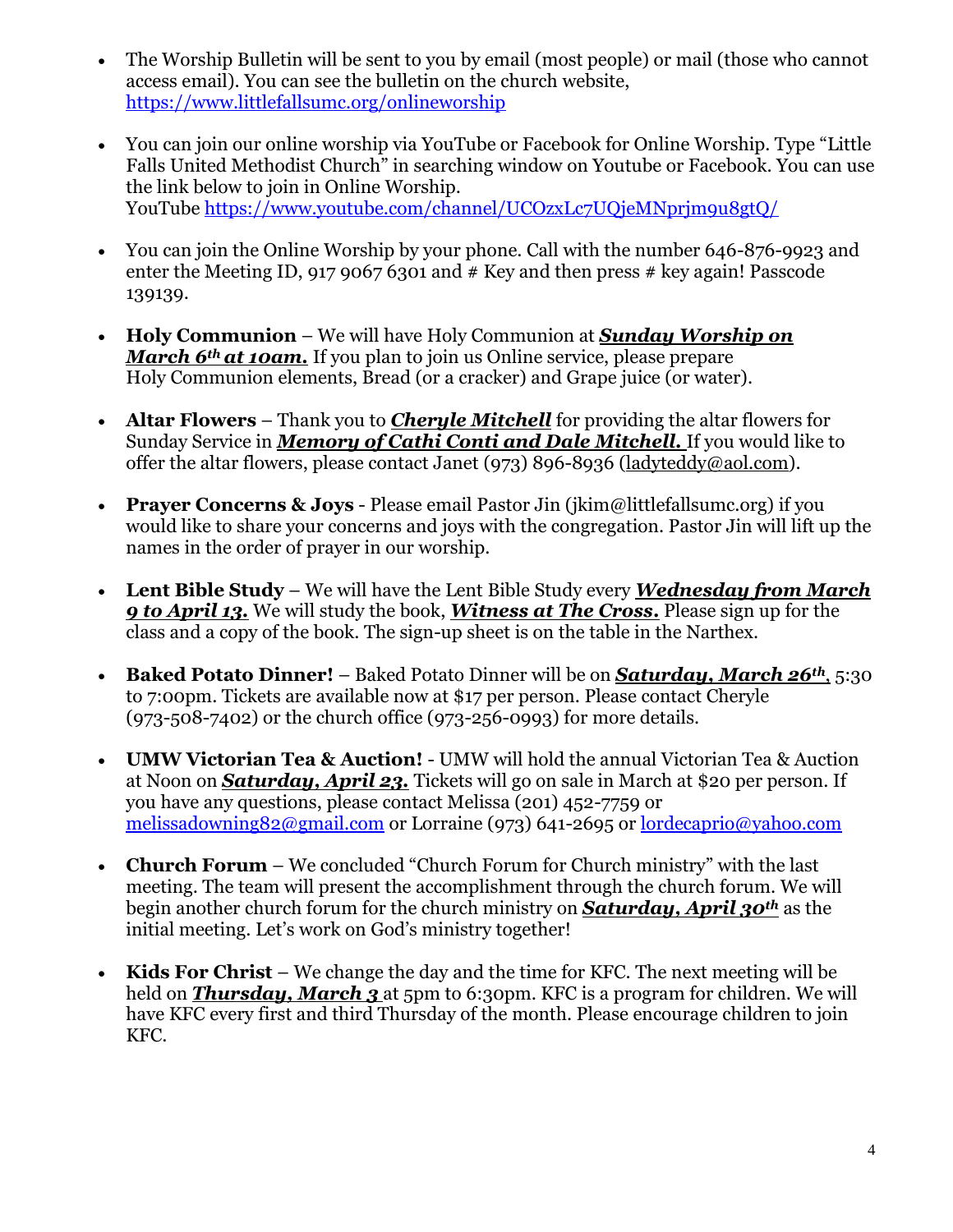- The Worship Bulletin will be sent to you by email (most people) or mail (those who cannot access email). You can see the bulletin on the church website, https://www.littlefallsumc.org/onlineworship

- You can join our online worship via YouTube or Facebook for Online Worship. Type "Little Falls United Methodist Church" in searching window on Youtube or Facebook. You can use the link below to join in Online Worship.
  YouTube https://www.youtube.com/channel/UCOzxLc7UQjeMNprjm9u8gtQ/

- You can join the Online Worship by your phone. Call with the number 646-876-9923 and enter the Meeting ID, 917 9067 6301 and # Key and then press # key again! Passcode 139139.

- **Holy Communion** – We will have Holy Communion at ***Sunday Worship on March 6th at 10am.*** If you plan to join us Online service, please prepare Holy Communion elements, Bread (or a cracker) and Grape juice (or water).

- **Altar Flowers** – Thank you to ***Cheryle Mitchell*** for providing the altar flowers for Sunday Service in ***Memory of Cathi Conti and Dale Mitchell.*** If you would like to offer the altar flowers, please contact Janet (973) 896-8936 (ladyteddy@aol.com).

- **Prayer Concerns & Joys** - Please email Pastor Jin (jkim@littlefallsumc.org) if you would like to share your concerns and joys with the congregation. Pastor Jin will lift up the names in the order of prayer in our worship.

- **Lent Bible Study** – We will have the Lent Bible Study every ***Wednesday from March 9 to April 13.*** We will study the book, ***Witness at The Cross.*** Please sign up for the class and a copy of the book. The sign-up sheet is on the table in the Narthex.

- **Baked Potato Dinner!** – Baked Potato Dinner will be on ***Saturday, March 26th***, 5:30 to 7:00pm. Tickets are available now at $17 per person. Please contact Cheryle (973-508-7402) or the church office (973-256-0993) for more details.

- **UMW Victorian Tea & Auction!** - UMW will hold the annual Victorian Tea & Auction at Noon on ***Saturday, April 23.*** Tickets will go on sale in March at $20 per person. If you have any questions, please contact Melissa (201) 452-7759 or melissadowning82@gmail.com or Lorraine (973) 641-2695 or lordecaprio@yahoo.com

- **Church Forum** – We concluded "Church Forum for Church ministry" with the last meeting. The team will present the accomplishment through the church forum. We will begin another church forum for the church ministry on ***Saturday, April 30th*** as the initial meeting. Let's work on God's ministry together!

- **Kids For Christ** – We change the day and the time for KFC. The next meeting will be held on ***Thursday, March 3*** at 5pm to 6:30pm. KFC is a program for children. We will have KFC every first and third Thursday of the month. Please encourage children to join KFC.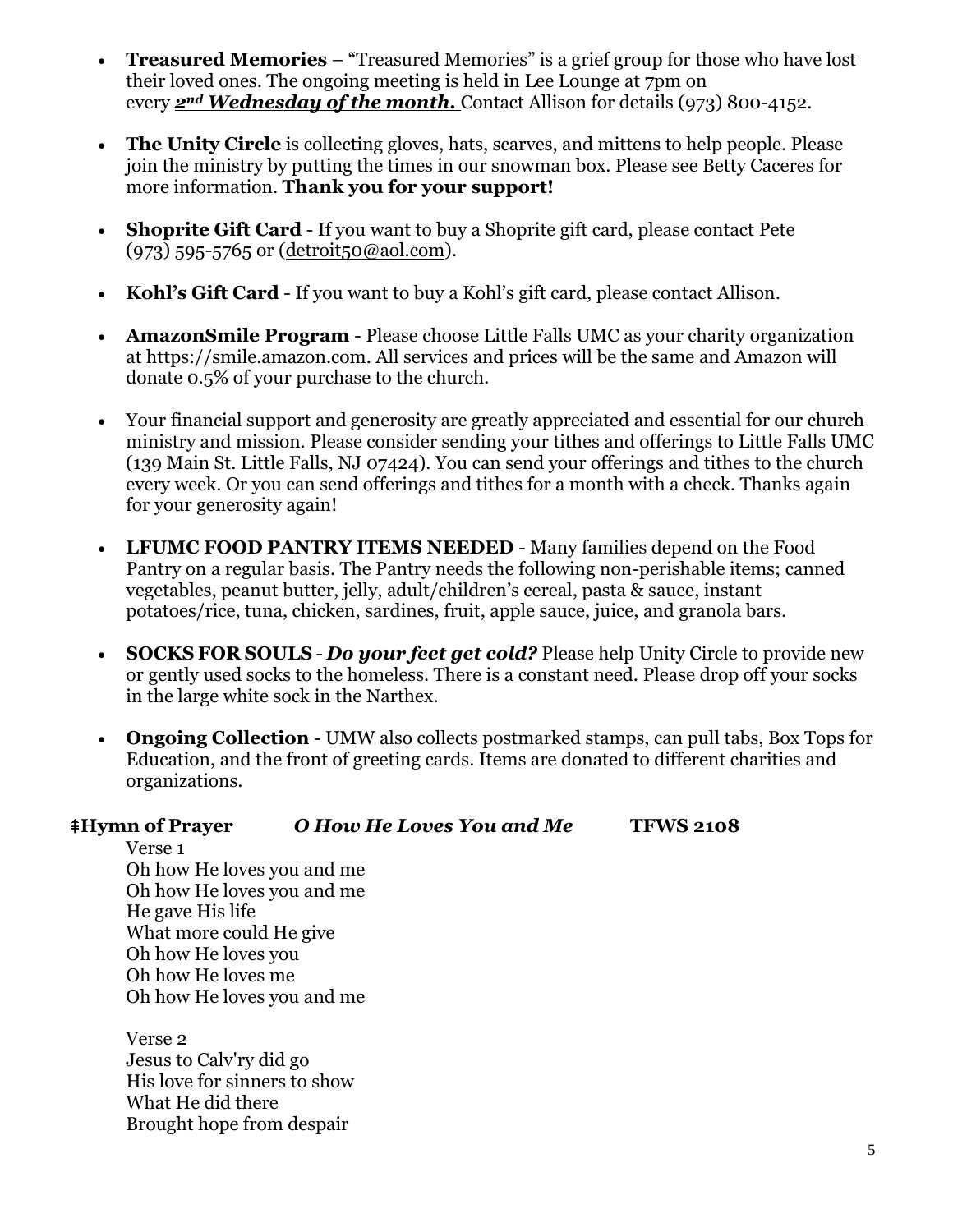- **Treasured Memories** – "Treasured Memories" is a grief group for those who have lost their loved ones. The ongoing meeting is held in Lee Lounge at 7pm on every ***2nd Wednesday of the month.*** Contact Allison for details (973) 800-4152.

- **The Unity Circle** is collecting gloves, hats, scarves, and mittens to help people. Please join the ministry by putting the times in our snowman box. Please see Betty Caceres for more information. **Thank you for your support!**

- **Shoprite Gift Card** - If you want to buy a Shoprite gift card, please contact Pete (973) 595-5765 or (detroit50@aol.com).

- **Kohl's Gift Card** - If you want to buy a Kohl's gift card, please contact Allison.

- **AmazonSmile Program** - Please choose Little Falls UMC as your charity organization at https://smile.amazon.com. All services and prices will be the same and Amazon will donate 0.5% of your purchase to the church.

- Your financial support and generosity are greatly appreciated and essential for our church ministry and mission. Please consider sending your tithes and offerings to Little Falls UMC (139 Main St. Little Falls, NJ 07424). You can send your offerings and tithes to the church every week. Or you can send offerings and tithes for a month with a check. Thanks again for your generosity again!

- **LFUMC FOOD PANTRY ITEMS NEEDED** - Many families depend on the Food Pantry on a regular basis. The Pantry needs the following non-perishable items; canned vegetables, peanut butter, jelly, adult/children's cereal, pasta & sauce, instant potatoes/rice, tuna, chicken, sardines, fruit, apple sauce, juice, and granola bars.

- **SOCKS FOR SOULS** - ***Do your feet get cold?*** Please help Unity Circle to provide new or gently used socks to the homeless. There is a constant need. Please drop off your socks in the large white sock in the Narthex.

- **Ongoing Collection** - UMW also collects postmarked stamps, can pull tabs, Box Tops for Education, and the front of greeting cards. Items are donated to different charities and organizations.

**⇞Hymn of Prayer** ***O How He Loves You and Me*** **TFWS 2108**

Verse 1
Oh how He loves you and me
Oh how He loves you and me
He gave His life
What more could He give
Oh how He loves you
Oh how He loves me
Oh how He loves you and me

Verse 2
Jesus to Calv'ry did go
His love for sinners to show
What He did there
Brought hope from despair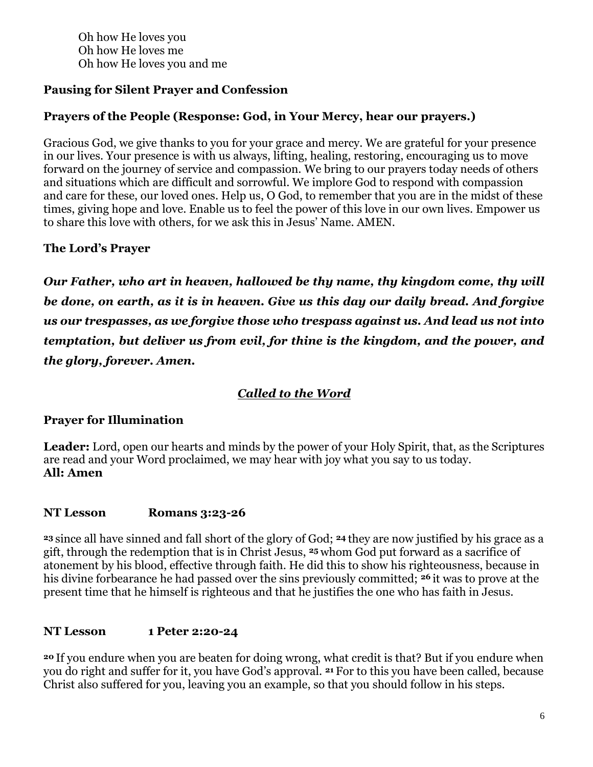Oh how He loves you
Oh how He loves me
Oh how He loves you and me

**Pausing for Silent Prayer and Confession**

**Prayers of the People (Response: God, in Your Mercy, hear our prayers.)**

Gracious God, we give thanks to you for your grace and mercy. We are grateful for your presence in our lives. Your presence is with us always, lifting, healing, restoring, encouraging us to move forward on the journey of service and compassion. We bring to our prayers today needs of others and situations which are difficult and sorrowful. We implore God to respond with compassion and care for these, our loved ones. Help us, O God, to remember that you are in the midst of these times, giving hope and love. Enable us to feel the power of this love in our own lives. Empower us to share this love with others, for we ask this in Jesus' Name. AMEN.

**The Lord's Prayer**

***Our Father, who art in heaven, hallowed be thy name, thy kingdom come, thy will be done, on earth, as it is in heaven. Give us this day our daily bread. And forgive us our trespasses, as we forgive those who trespass against us. And lead us not into temptation, but deliver us from evil, for thine is the kingdom, and the power, and the glory, forever. Amen.***

## *Called to the Word*

**Prayer for Illumination**

**Leader:** Lord, open our hearts and minds by the power of your Holy Spirit, that, as the Scriptures are read and your Word proclaimed, we may hear with joy what you say to us today.
**All: Amen**

**NT Lesson Romans 3:23-26**

**23** since all have sinned and fall short of the glory of God; **24** they are now justified by his grace as a gift, through the redemption that is in Christ Jesus, **25** whom God put forward as a sacrifice of atonement by his blood, effective through faith. He did this to show his righteousness, because in his divine forbearance he had passed over the sins previously committed; **26** it was to prove at the present time that he himself is righteous and that he justifies the one who has faith in Jesus.

**NT Lesson 1 Peter 2:20-24**

**20** If you endure when you are beaten for doing wrong, what credit is that? But if you endure when you do right and suffer for it, you have God's approval. **21** For to this you have been called, because Christ also suffered for you, leaving you an example, so that you should follow in his steps.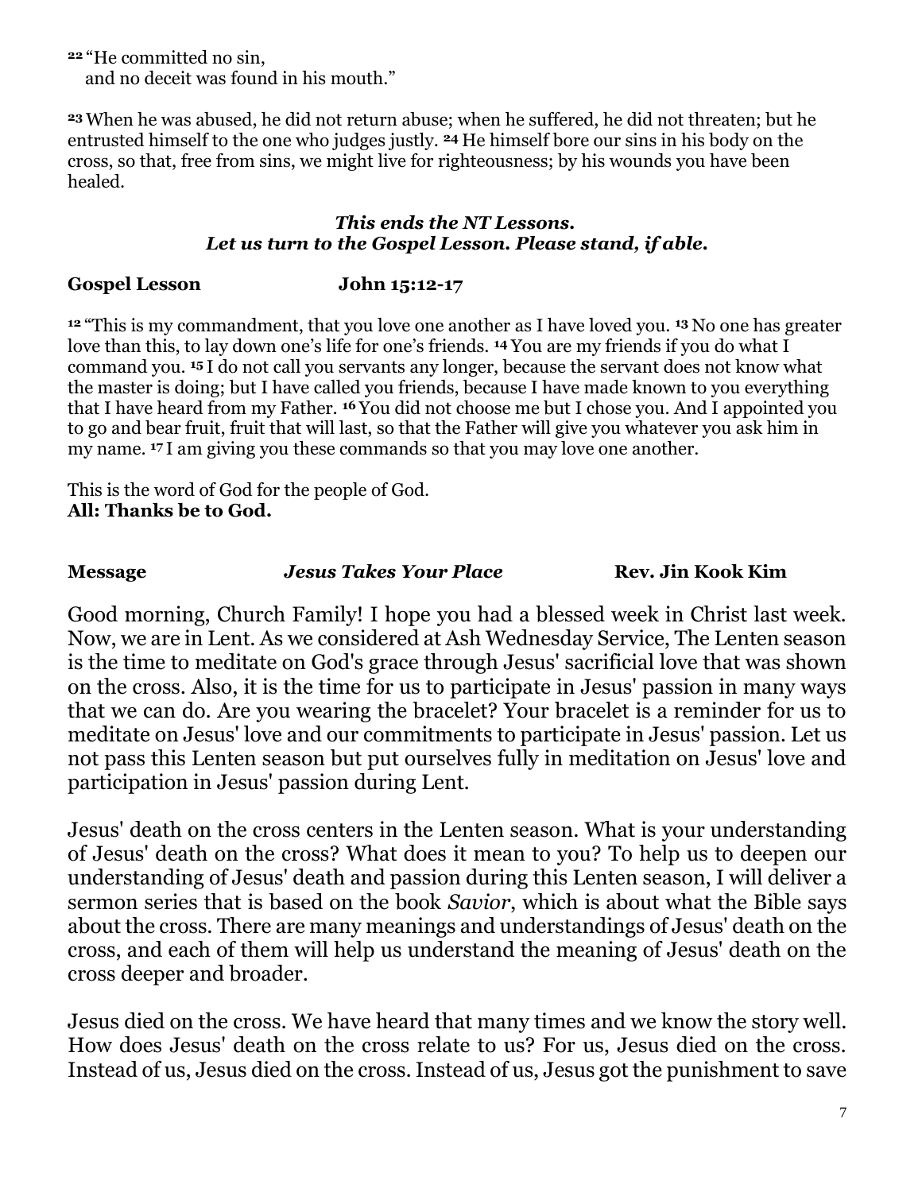**22** "He committed no sin,
   and no deceit was found in his mouth."

**23** When he was abused, he did not return abuse; when he suffered, he did not threaten; but he entrusted himself to the one who judges justly. **24** He himself bore our sins in his body on the cross, so that, free from sins, we might live for righteousness; by his wounds you have been healed.

***This ends the NT Lessons.***
***Let us turn to the Gospel Lesson. Please stand, if able.***

**Gospel Lesson    John 15:12-17**

**12** "This is my commandment, that you love one another as I have loved you. **13** No one has greater love than this, to lay down one's life for one's friends. **14** You are my friends if you do what I command you. **15** I do not call you servants any longer, because the servant does not know what the master is doing; but I have called you friends, because I have made known to you everything that I have heard from my Father. **16** You did not choose me but I chose you. And I appointed you to go and bear fruit, fruit that will last, so that the Father will give you whatever you ask him in my name. **17** I am giving you these commands so that you may love one another.

This is the word of God for the people of God.
**All: Thanks be to God.**

**Message    *Jesus Takes Your Place*    Rev. Jin Kook Kim**

Good morning, Church Family! I hope you had a blessed week in Christ last week. Now, we are in Lent. As we considered at Ash Wednesday Service, The Lenten season is the time to meditate on God's grace through Jesus' sacrificial love that was shown on the cross. Also, it is the time for us to participate in Jesus' passion in many ways that we can do. Are you wearing the bracelet? Your bracelet is a reminder for us to meditate on Jesus' love and our commitments to participate in Jesus' passion. Let us not pass this Lenten season but put ourselves fully in meditation on Jesus' love and participation in Jesus' passion during Lent.

Jesus' death on the cross centers in the Lenten season. What is your understanding of Jesus' death on the cross? What does it mean to you? To help us to deepen our understanding of Jesus' death and passion during this Lenten season, I will deliver a sermon series that is based on the book *Savior*, which is about what the Bible says about the cross. There are many meanings and understandings of Jesus' death on the cross, and each of them will help us understand the meaning of Jesus' death on the cross deeper and broader.

Jesus died on the cross. We have heard that many times and we know the story well. How does Jesus' death on the cross relate to us? For us, Jesus died on the cross. Instead of us, Jesus died on the cross. Instead of us, Jesus got the punishment to save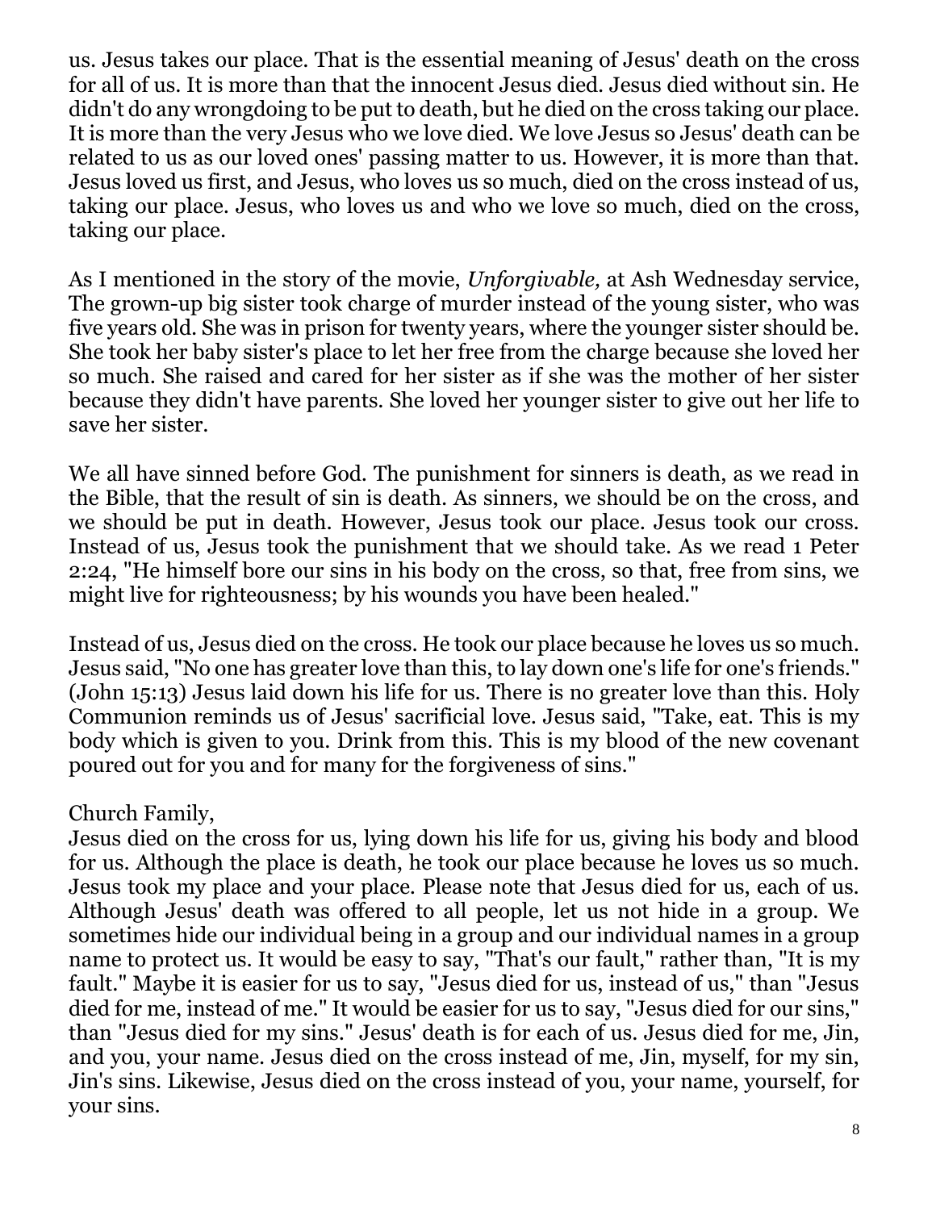us. Jesus takes our place. That is the essential meaning of Jesus' death on the cross for all of us. It is more than that the innocent Jesus died. Jesus died without sin. He didn't do any wrongdoing to be put to death, but he died on the cross taking our place. It is more than the very Jesus who we love died. We love Jesus so Jesus' death can be related to us as our loved ones' passing matter to us. However, it is more than that. Jesus loved us first, and Jesus, who loves us so much, died on the cross instead of us, taking our place. Jesus, who loves us and who we love so much, died on the cross, taking our place.

As I mentioned in the story of the movie, *Unforgivable,* at Ash Wednesday service, The grown-up big sister took charge of murder instead of the young sister, who was five years old. She was in prison for twenty years, where the younger sister should be. She took her baby sister's place to let her free from the charge because she loved her so much. She raised and cared for her sister as if she was the mother of her sister because they didn't have parents. She loved her younger sister to give out her life to save her sister.

We all have sinned before God. The punishment for sinners is death, as we read in the Bible, that the result of sin is death. As sinners, we should be on the cross, and we should be put in death. However, Jesus took our place. Jesus took our cross. Instead of us, Jesus took the punishment that we should take. As we read 1 Peter 2:24, "He himself bore our sins in his body on the cross, so that, free from sins, we might live for righteousness; by his wounds you have been healed."

Instead of us, Jesus died on the cross. He took our place because he loves us so much. Jesus said, "No one has greater love than this, to lay down one's life for one's friends." (John 15:13) Jesus laid down his life for us. There is no greater love than this. Holy Communion reminds us of Jesus' sacrificial love. Jesus said, "Take, eat. This is my body which is given to you. Drink from this. This is my blood of the new covenant poured out for you and for many for the forgiveness of sins."

Church Family,
Jesus died on the cross for us, lying down his life for us, giving his body and blood for us. Although the place is death, he took our place because he loves us so much. Jesus took my place and your place. Please note that Jesus died for us, each of us. Although Jesus' death was offered to all people, let us not hide in a group. We sometimes hide our individual being in a group and our individual names in a group name to protect us. It would be easy to say, "That's our fault," rather than, "It is my fault." Maybe it is easier for us to say, "Jesus died for us, instead of us," than "Jesus died for me, instead of me." It would be easier for us to say, "Jesus died for our sins," than "Jesus died for my sins." Jesus' death is for each of us. Jesus died for me, Jin, and you, your name. Jesus died on the cross instead of me, Jin, myself, for my sin, Jin's sins. Likewise, Jesus died on the cross instead of you, your name, yourself, for your sins.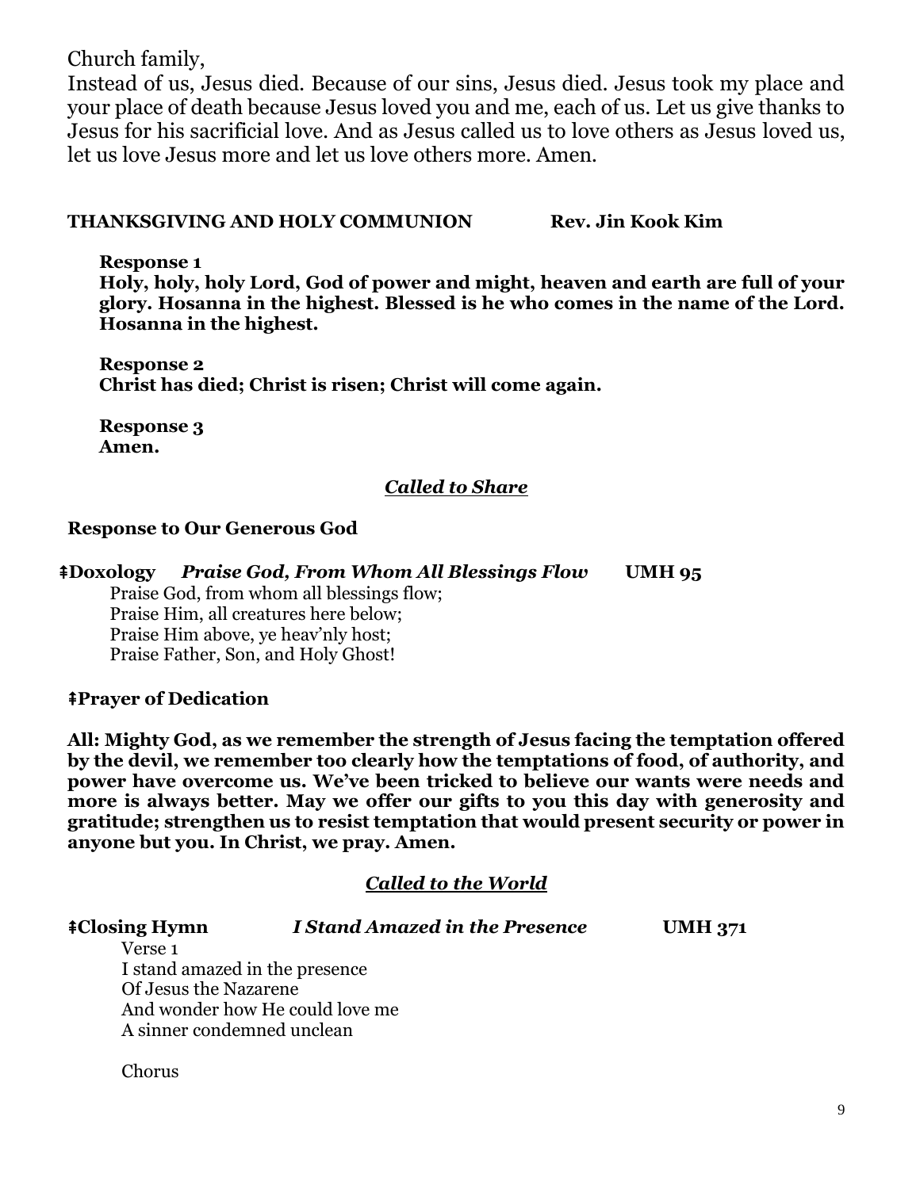Church family,
Instead of us, Jesus died. Because of our sins, Jesus died. Jesus took my place and your place of death because Jesus loved you and me, each of us. Let us give thanks to Jesus for his sacrificial love. And as Jesus called us to love others as Jesus loved us, let us love Jesus more and let us love others more. Amen.

**THANKSGIVING AND HOLY COMMUNION Rev. Jin Kook Kim**

**Response 1**
**Holy, holy, holy Lord, God of power and might, heaven and earth are full of your glory. Hosanna in the highest. Blessed is he who comes in the name of the Lord. Hosanna in the highest.**

**Response 2**
**Christ has died; Christ is risen; Christ will come again.**

**Response 3**
**Amen.**

## ***Called to Share***

**Response to Our Generous God**

**ǂDoxology** ***Praise God, From Whom All Blessings Flow*** **UMH 95**

Praise God, from whom all blessings flow;
Praise Him, all creatures here below;
Praise Him above, ye heav'nly host;
Praise Father, Son, and Holy Ghost!

**ǂPrayer of Dedication**

**All: Mighty God, as we remember the strength of Jesus facing the temptation offered by the devil, we remember too clearly how the temptations of food, of authority, and power have overcome us. We've been tricked to believe our wants were needs and more is always better. May we offer our gifts to you this day with generosity and gratitude; strengthen us to resist temptation that would present security or power in anyone but you. In Christ, we pray. Amen.**

## ***Called to the World***

**ǂClosing Hymn** ***I Stand Amazed in the Presence*** **UMH 371**

Verse 1
I stand amazed in the presence
Of Jesus the Nazarene
And wonder how He could love me
A sinner condemned unclean

Chorus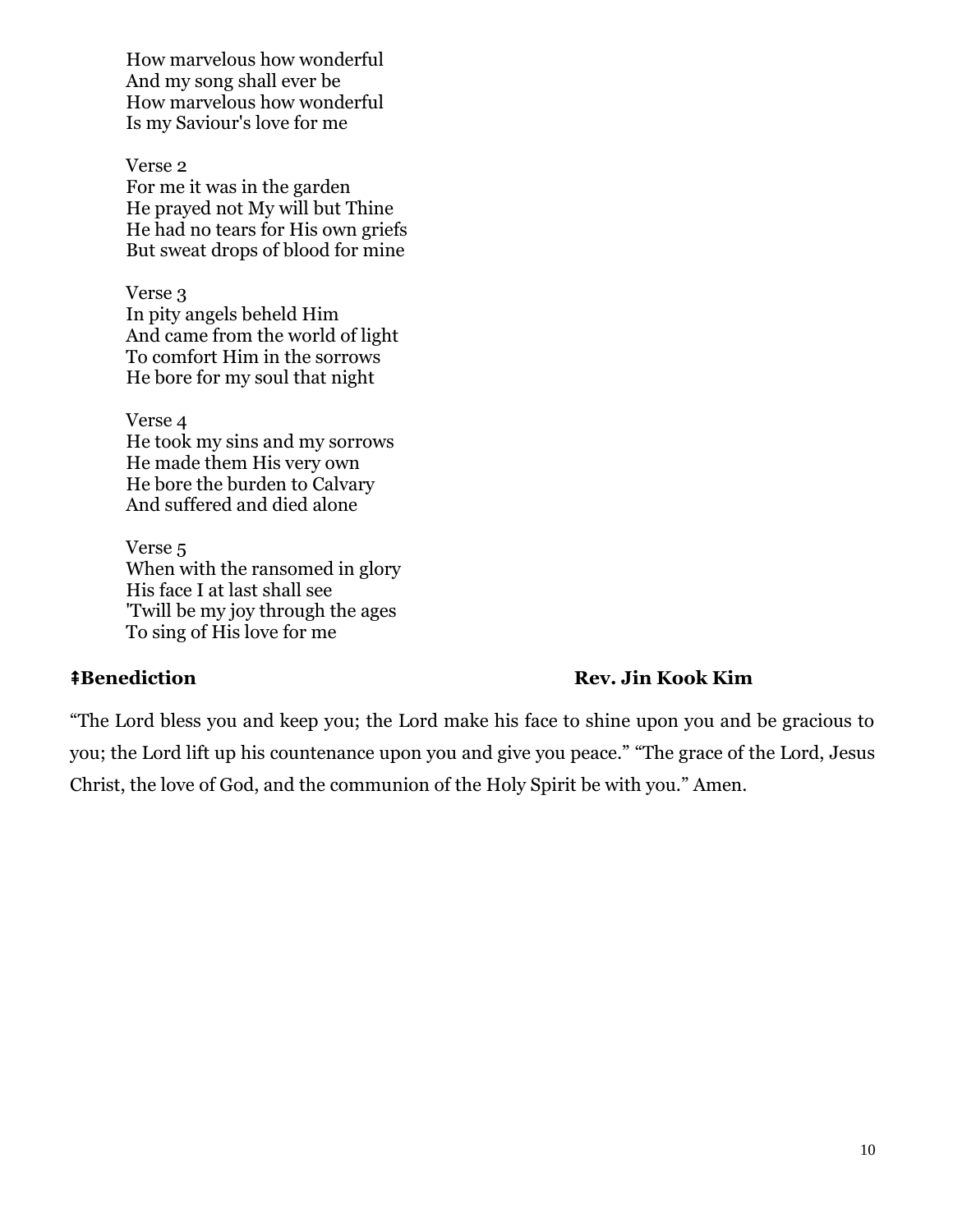How marvelous how wonderful
And my song shall ever be
How marvelous how wonderful
Is my Saviour's love for me

Verse 2
For me it was in the garden
He prayed not My will but Thine
He had no tears for His own griefs
But sweat drops of blood for mine

Verse 3
In pity angels beheld Him
And came from the world of light
To comfort Him in the sorrows
He bore for my soul that night

Verse 4
He took my sins and my sorrows
He made them His very own
He bore the burden to Calvary
And suffered and died alone

Verse 5
When with the ransomed in glory
His face I at last shall see
'Twill be my joy through the ages
To sing of His love for me

**⇞Benediction** **Rev. Jin Kook Kim**

"The Lord bless you and keep you; the Lord make his face to shine upon you and be gracious to you; the Lord lift up his countenance upon you and give you peace." "The grace of the Lord, Jesus Christ, the love of God, and the communion of the Holy Spirit be with you." Amen.